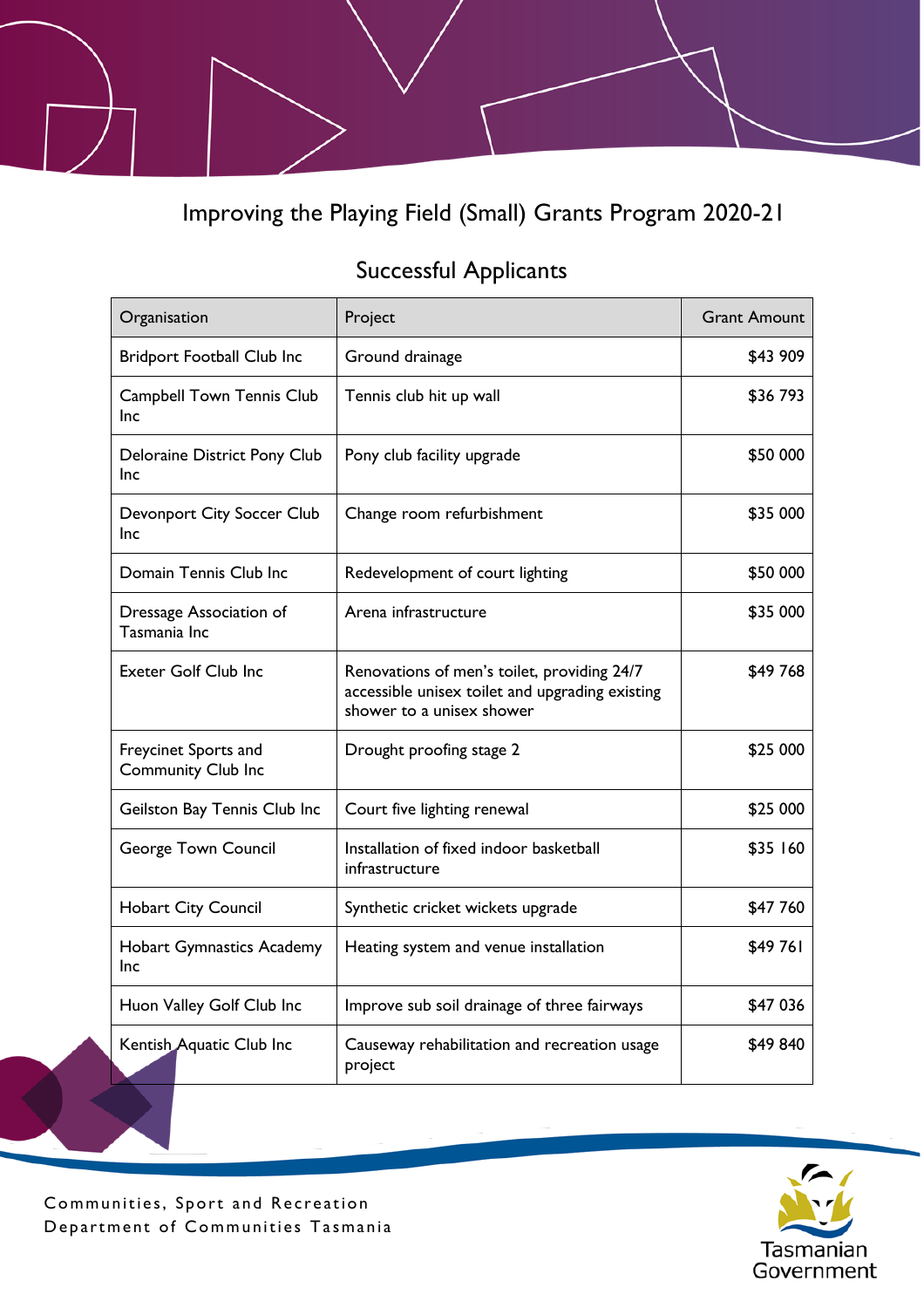# Improving the Playing Field (Small) Grants Program 2020-21

## Successful Applicants

| Organisation | Project | Grant Amount |
|---|---|---|
| Bridport Football Club Inc | Ground drainage | $43 909 |
| Campbell Town Tennis Club Inc | Tennis club hit up wall | $36 793 |
| Deloraine District Pony Club Inc | Pony club facility upgrade | $50 000 |
| Devonport City Soccer Club Inc | Change room refurbishment | $35 000 |
| Domain Tennis Club Inc | Redevelopment of court lighting | $50 000 |
| Dressage Association of Tasmania Inc | Arena infrastructure | $35 000 |
| Exeter Golf Club Inc | Renovations of men's toilet, providing 24/7 accessible unisex toilet and upgrading existing shower to a unisex shower | $49 768 |
| Freycinet Sports and Community Club Inc | Drought proofing stage 2 | $25 000 |
| Geilston Bay Tennis Club Inc | Court five lighting renewal | $25 000 |
| George Town Council | Installation of fixed indoor basketball infrastructure | $35 160 |
| Hobart City Council | Synthetic cricket wickets upgrade | $47 760 |
| Hobart Gymnastics Academy Inc | Heating system and venue installation | $49 761 |
| Huon Valley Golf Club Inc | Improve sub soil drainage of three fairways | $47 036 |
| Kentish Aquatic Club Inc | Causeway rehabilitation and recreation usage project | $49 840 |

Communities, Sport and Recreation
Department of Communities Tasmania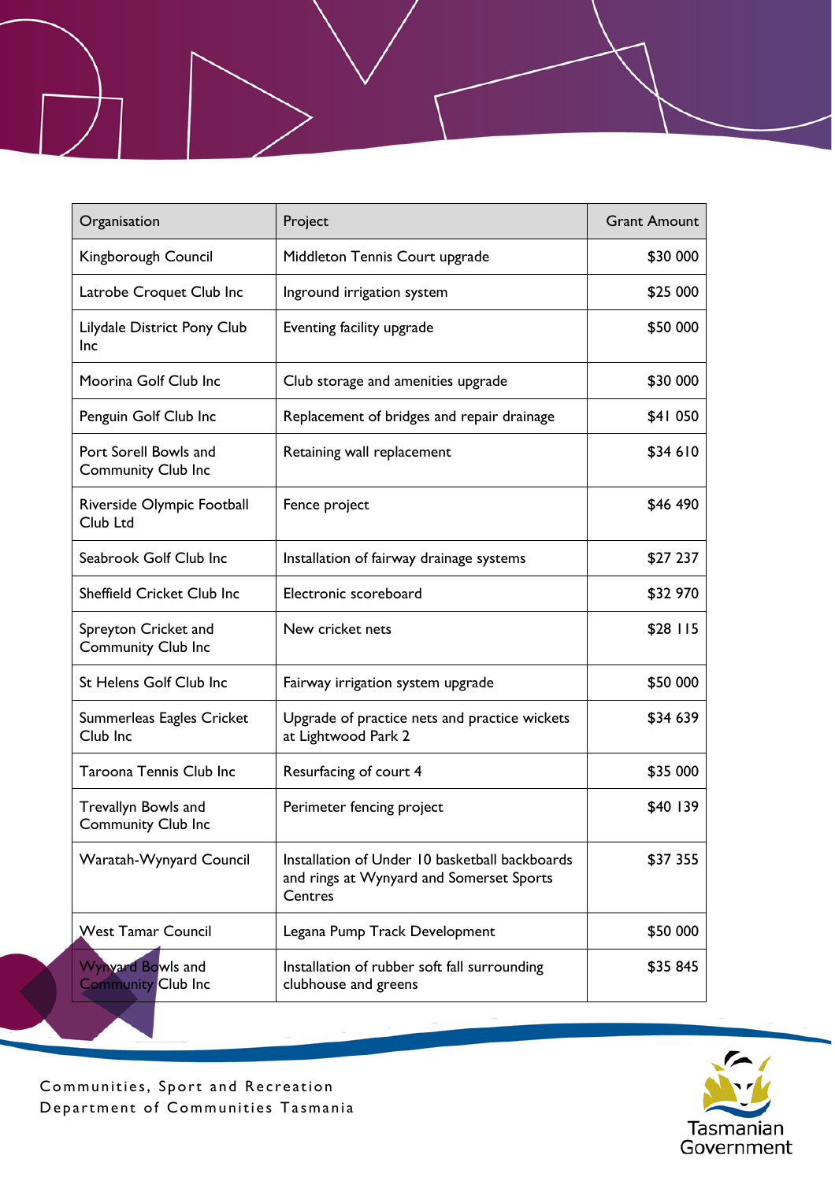| Organisation | Project | Grant Amount |
|---|---|---|
| Kingborough Council | Middleton Tennis Court upgrade | $30 000 |
| Latrobe Croquet Club Inc | Inground irrigation system | $25 000 |
| Lilydale District Pony Club Inc | Eventing facility upgrade | $50 000 |
| Moorina Golf Club Inc | Club storage and amenities upgrade | $30 000 |
| Penguin Golf Club Inc | Replacement of bridges and repair drainage | $41 050 |
| Port Sorell Bowls and Community Club Inc | Retaining wall replacement | $34 610 |
| Riverside Olympic Football Club Ltd | Fence project | $46 490 |
| Seabrook Golf Club Inc | Installation of fairway drainage systems | $27 237 |
| Sheffield Cricket Club Inc | Electronic scoreboard | $32 970 |
| Spreyton Cricket and Community Club Inc | New cricket nets | $28 115 |
| St Helens Golf Club Inc | Fairway irrigation system upgrade | $50 000 |
| Summerleas Eagles Cricket Club Inc | Upgrade of practice nets and practice wickets at Lightwood Park 2 | $34 639 |
| Taroona Tennis Club Inc | Resurfacing of court 4 | $35 000 |
| Trevallyn Bowls and Community Club Inc | Perimeter fencing project | $40 139 |
| Waratah-Wynyard Council | Installation of Under 10 basketball backboards and rings at Wynyard and Somerset Sports Centres | $37 355 |
| West Tamar Council | Legana Pump Track Development | $50 000 |
| Wynyard Bowls and Community Club Inc | Installation of rubber soft fall surrounding clubhouse and greens | $35 845 |